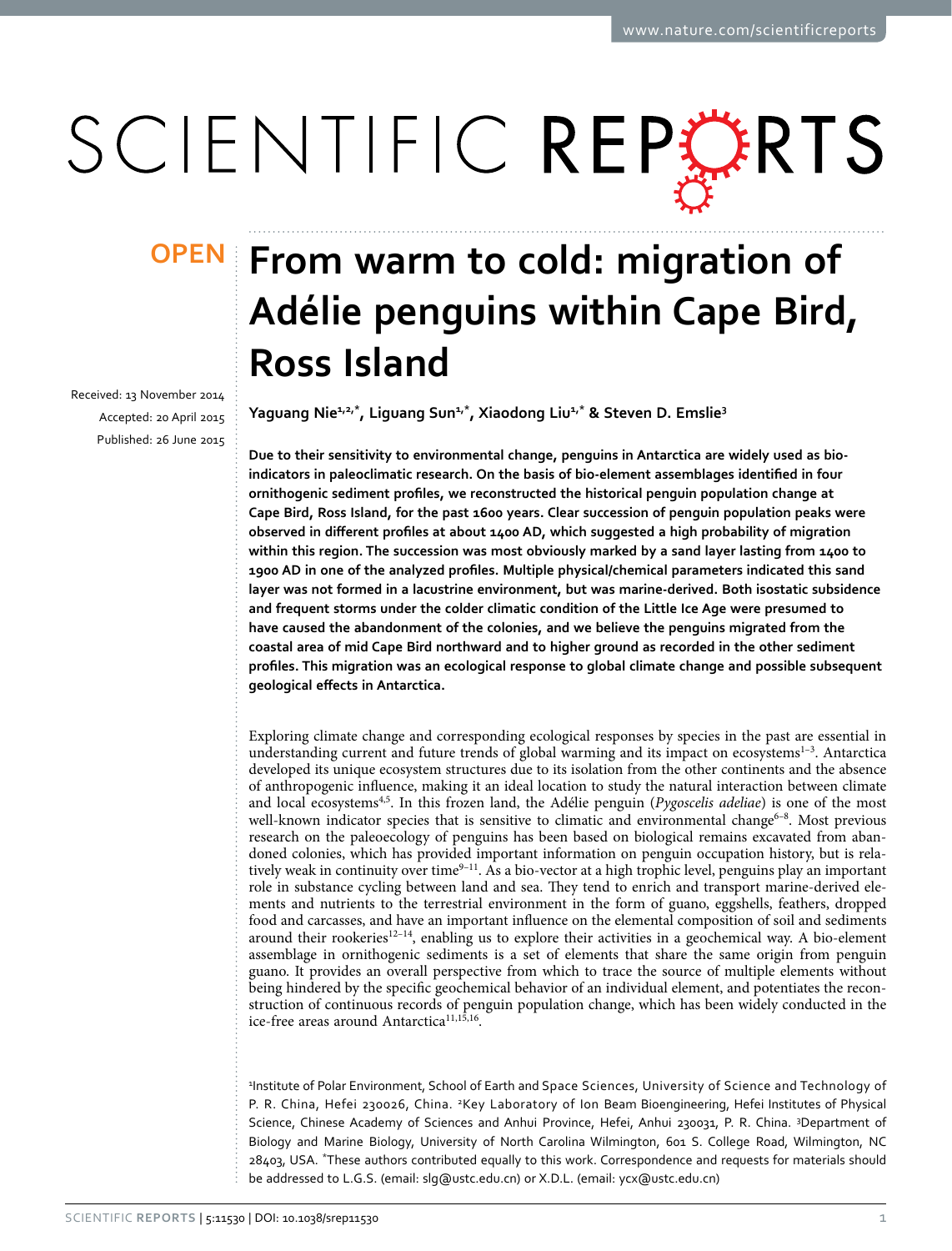# From warm to cold: migration of Adélie penguins within Cape Bird, Ross Island

Received: 13 November 2014
Accepted: 20 April 2015
Published: 26 June 2015

**Yaguang Nie[1,2,*], Liguang Sun[1,*], Xiaodong Liu[1,*] & Steven D. Emslie[3]**

**Due to their sensitivity to environmental change, penguins in Antarctica are widely used as bio-indicators in paleoclimatic research. On the basis of bio-element assemblages identified in four ornithogenic sediment profiles, we reconstructed the historical penguin population change at Cape Bird, Ross Island, for the past 1600 years. Clear succession of penguin population peaks were observed in different profiles at about 1400 AD, which suggested a high probability of migration within this region. The succession was most obviously marked by a sand layer lasting from 1400 to 1900 AD in one of the analyzed profiles. Multiple physical/chemical parameters indicated this sand layer was not formed in a lacustrine environment, but was marine-derived. Both isostatic subsidence and frequent storms under the colder climatic condition of the Little Ice Age were presumed to have caused the abandonment of the colonies, and we believe the penguins migrated from the coastal area of mid Cape Bird northward and to higher ground as recorded in the other sediment profiles. This migration was an ecological response to global climate change and possible subsequent geological effects in Antarctica.**

Exploring climate change and corresponding ecological responses by species in the past are essential in understanding current and future trends of global warming and its impact on ecosystems[1–3]. Antarctica developed its unique ecosystem structures due to its isolation from the other continents and the absence of anthropogenic influence, making it an ideal location to study the natural interaction between climate and local ecosystems[4,5]. In this frozen land, the Adélie penguin (*Pygoscelis adeliae*) is one of the most well-known indicator species that is sensitive to climatic and environmental change[6–8]. Most previous research on the paleoecology of penguins has been based on biological remains excavated from abandoned colonies, which has provided important information on penguin occupation history, but is relatively weak in continuity over time[9–11]. As a bio-vector at a high trophic level, penguins play an important role in substance cycling between land and sea. They tend to enrich and transport marine-derived elements and nutrients to the terrestrial environment in the form of guano, eggshells, feathers, dropped food and carcasses, and have an important influence on the elemental composition of soil and sediments around their rookeries[12–14], enabling us to explore their activities in a geochemical way. A bio-element assemblage in ornithogenic sediments is a set of elements that share the same origin from penguin guano. It provides an overall perspective from which to trace the source of multiple elements without being hindered by the specific geochemical behavior of an individual element, and potentiates the reconstruction of continuous records of penguin population change, which has been widely conducted in the ice-free areas around Antarctica[11,15,16].

[1]Institute of Polar Environment, School of Earth and Space Sciences, University of Science and Technology of P. R. China, Hefei 230026, China. [2]Key Laboratory of Ion Beam Bioengineering, Hefei Institutes of Physical Science, Chinese Academy of Sciences and Anhui Province, Hefei, Anhui 230031, P. R. China. [3]Department of Biology and Marine Biology, University of North Carolina Wilmington, 601 S. College Road, Wilmington, NC 28403, USA. *These authors contributed equally to this work. Correspondence and requests for materials should be addressed to L.G.S. (email: slg@ustc.edu.cn) or X.D.L. (email: ycx@ustc.edu.cn)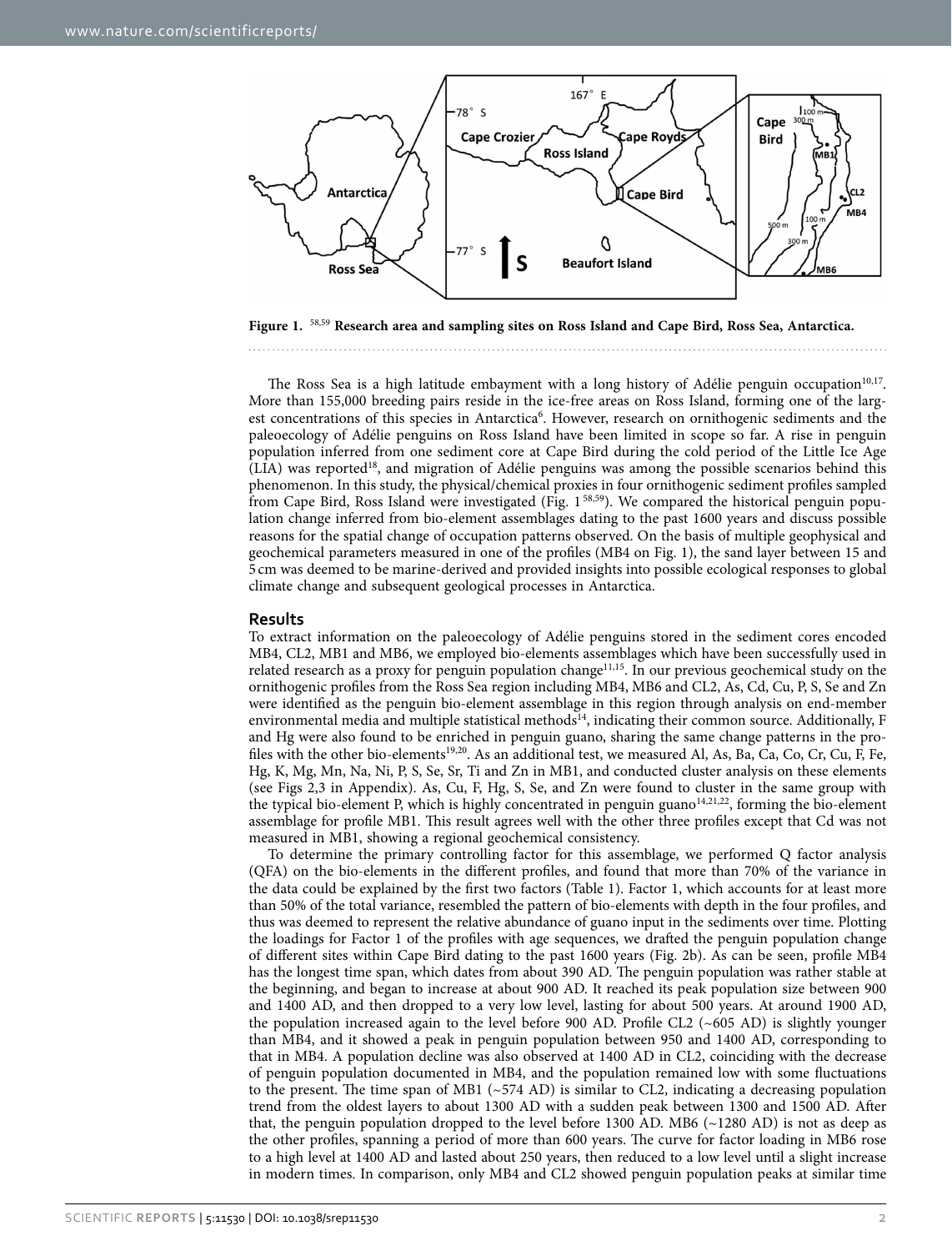**Figure 1.** [58,59] **Research area and sampling sites on Ross Island and Cape Bird, Ross Sea, Antarctica.**

The Ross Sea is a high latitude embayment with a long history of Adélie penguin occupation[10,17]. More than 155,000 breeding pairs reside in the ice-free areas on Ross Island, forming one of the largest concentrations of this species in Antarctica[6]. However, research on ornithogenic sediments and the paleoecology of Adélie penguins on Ross Island have been limited in scope so far. A rise in penguin population inferred from one sediment core at Cape Bird during the cold period of the Little Ice Age (LIA) was reported[18], and migration of Adélie penguins was among the possible scenarios behind this phenomenon. In this study, the physical/chemical proxies in four ornithogenic sediment profiles sampled from Cape Bird, Ross Island were investigated (Fig. 1 [58,59]). We compared the historical penguin population change inferred from bio-element assemblages dating to the past 1600 years and discuss possible reasons for the spatial change of occupation patterns observed. On the basis of multiple geophysical and geochemical parameters measured in one of the profiles (MB4 on Fig. 1), the sand layer between 15 and 5 cm was deemed to be marine-derived and provided insights into possible ecological responses to global climate change and subsequent geological processes in Antarctica.

## Results

To extract information on the paleoecology of Adélie penguins stored in the sediment cores encoded MB4, CL2, MB1 and MB6, we employed bio-elements assemblages which have been successfully used in related research as a proxy for penguin population change[11,15]. In our previous geochemical study on the ornithogenic profiles from the Ross Sea region including MB4, MB6 and CL2, As, Cd, Cu, P, S, Se and Zn were identified as the penguin bio-element assemblage in this region through analysis on end-member environmental media and multiple statistical methods[14], indicating their common source. Additionally, F and Hg were also found to be enriched in penguin guano, sharing the same change patterns in the profiles with the other bio-elements[19,20]. As an additional test, we measured Al, As, Ba, Ca, Co, Cr, Cu, F, Fe, Hg, K, Mg, Mn, Na, Ni, P, S, Se, Sr, Ti and Zn in MB1, and conducted cluster analysis on these elements (see Figs 2,3 in Appendix). As, Cu, F, Hg, S, Se, and Zn were found to cluster in the same group with the typical bio-element P, which is highly concentrated in penguin guano[14,21,22], forming the bio-element assemblage for profile MB1. This result agrees well with the other three profiles except that Cd was not measured in MB1, showing a regional geochemical consistency.

To determine the primary controlling factor for this assemblage, we performed Q factor analysis (QFA) on the bio-elements in the different profiles, and found that more than 70% of the variance in the data could be explained by the first two factors (Table 1). Factor 1, which accounts for at least more than 50% of the total variance, resembled the pattern of bio-elements with depth in the four profiles, and thus was deemed to represent the relative abundance of guano input in the sediments over time. Plotting the loadings for Factor 1 of the profiles with age sequences, we drafted the penguin population change of different sites within Cape Bird dating to the past 1600 years (Fig. 2b). As can be seen, profile MB4 has the longest time span, which dates from about 390 AD. The penguin population was rather stable at the beginning, and began to increase at about 900 AD. It reached its peak population size between 900 and 1400 AD, and then dropped to a very low level, lasting for about 500 years. At around 1900 AD, the population increased again to the level before 900 AD. Profile CL2 (~605 AD) is slightly younger than MB4, and it showed a peak in penguin population between 950 and 1400 AD, corresponding to that in MB4. A population decline was also observed at 1400 AD in CL2, coinciding with the decrease of penguin population documented in MB4, and the population remained low with some fluctuations to the present. The time span of MB1 (~574 AD) is similar to CL2, indicating a decreasing population trend from the oldest layers to about 1300 AD with a sudden peak between 1300 and 1500 AD. After that, the penguin population dropped to the level before 1300 AD. MB6 (~1280 AD) is not as deep as the other profiles, spanning a period of more than 600 years. The curve for factor loading in MB6 rose to a high level at 1400 AD and lasted about 250 years, then reduced to a low level until a slight increase in modern times. In comparison, only MB4 and CL2 showed penguin population peaks at similar time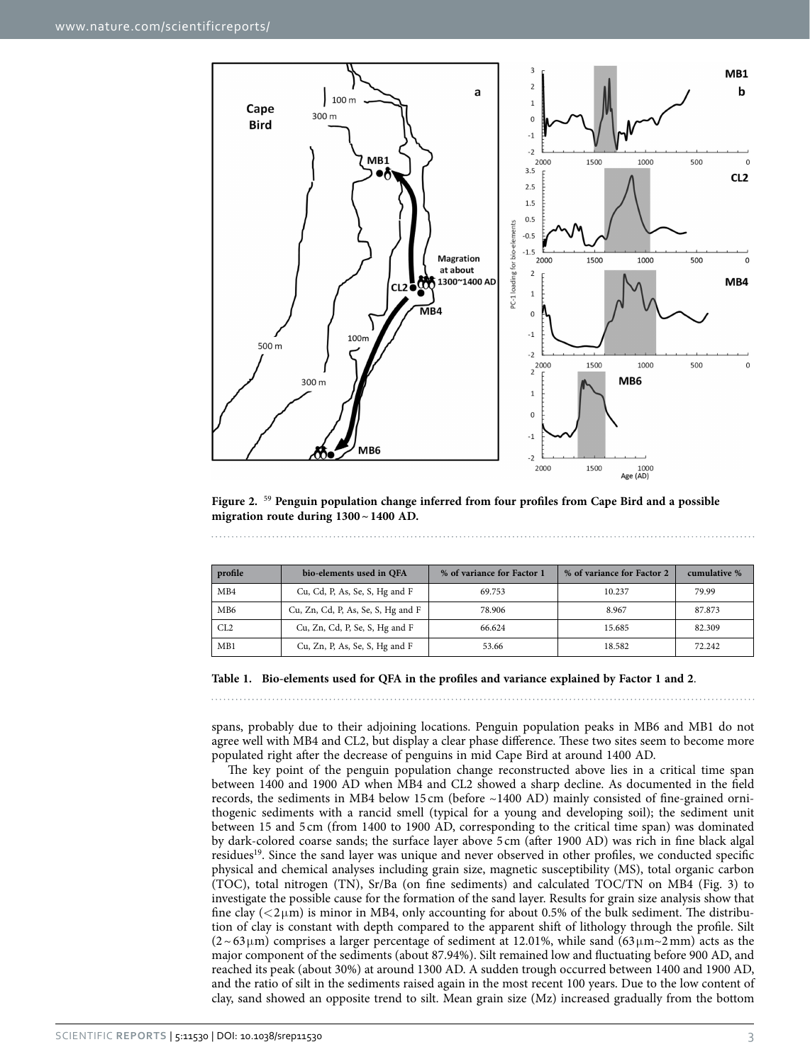**Figure 2.** [59] **Penguin population change inferred from four profiles from Cape Bird and a possible migration route during 1300 ~ 1400 AD.**

| profile | bio-elements used in QFA | % of variance for Factor 1 | % of variance for Factor 2 | cumulative % |
|---|---|---|---|---|
| MB4 | Cu, Cd, P, As, Se, S, Hg and F | 69.753 | 10.237 | 79.99 |
| MB6 | Cu, Zn, Cd, P, As, Se, S, Hg and F | 78.906 | 8.967 | 87.873 |
| CL2 | Cu, Zn, Cd, P, Se, S, Hg and F | 66.624 | 15.685 | 82.309 |
| MB1 | Cu, Zn, P, As, Se, S, Hg and F | 53.66 | 18.582 | 72.242 |

**Table 1. Bio-elements used for QFA in the profiles and variance explained by Factor 1 and 2**.

spans, probably due to their adjoining locations. Penguin population peaks in MB6 and MB1 do not agree well with MB4 and CL2, but display a clear phase difference. These two sites seem to become more populated right after the decrease of penguins in mid Cape Bird at around 1400 AD.

The key point of the penguin population change reconstructed above lies in a critical time span between 1400 and 1900 AD when MB4 and CL2 showed a sharp decline. As documented in the field records, the sediments in MB4 below 15 cm (before ~1400 AD) mainly consisted of fine-grained ornithogenic sediments with a rancid smell (typical for a young and developing soil); the sediment unit between 15 and 5 cm (from 1400 to 1900 AD, corresponding to the critical time span) was dominated by dark-colored coarse sands; the surface layer above 5 cm (after 1900 AD) was rich in fine black algal residues[19]. Since the sand layer was unique and never observed in other profiles, we conducted specific physical and chemical analyses including grain size, magnetic susceptibility (MS), total organic carbon (TOC), total nitrogen (TN), Sr/Ba (on fine sediments) and calculated TOC/TN on MB4 (Fig. 3) to investigate the possible cause for the formation of the sand layer. Results for grain size analysis show that fine clay ($<2\,\mu$m) is minor in MB4, only accounting for about 0.5% of the bulk sediment. The distribution of clay is constant with depth compared to the apparent shift of lithology through the profile. Silt ($2 \sim 63\,\mu$m) comprises a larger percentage of sediment at 12.01%, while sand ($63\,\mu$m~2 mm) acts as the major component of the sediments (about 87.94%). Silt remained low and fluctuating before 900 AD, and reached its peak (about 30%) at around 1300 AD. A sudden trough occurred between 1400 and 1900 AD, and the ratio of silt in the sediments raised again in the most recent 100 years. Due to the low content of clay, sand showed an opposite trend to silt. Mean grain size (Mz) increased gradually from the bottom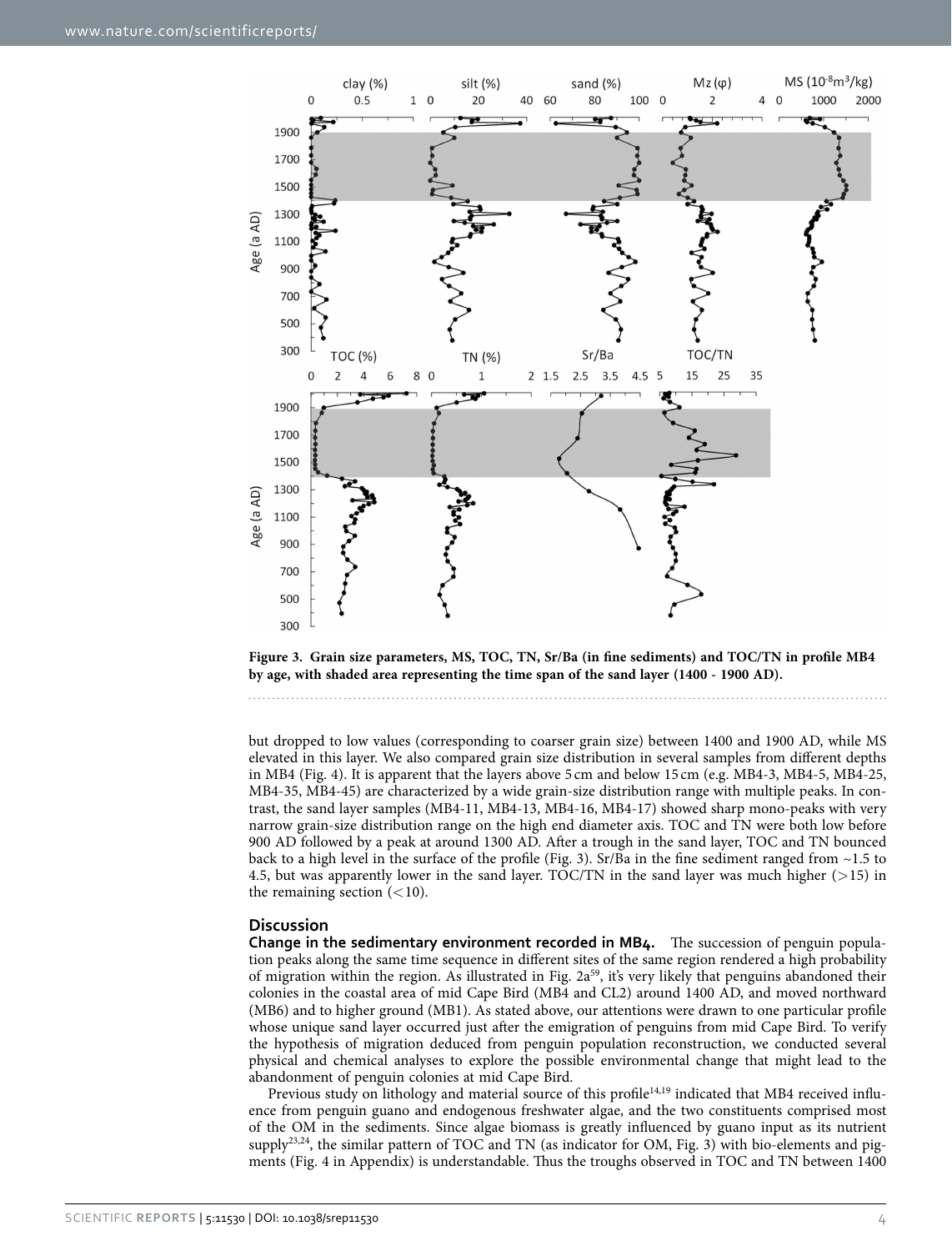**Figure 3. Grain size parameters, MS, TOC, TN, Sr/Ba (in fine sediments) and TOC/TN in profile MB4 by age, with shaded area representing the time span of the sand layer (1400 - 1900 AD).**

but dropped to low values (corresponding to coarser grain size) between 1400 and 1900 AD, while MS elevated in this layer. We also compared grain size distribution in several samples from different depths in MB4 (Fig. 4). It is apparent that the layers above 5 cm and below 15 cm (e.g. MB4-3, MB4-5, MB4-25, MB4-35, MB4-45) are characterized by a wide grain-size distribution range with multiple peaks. In contrast, the sand layer samples (MB4-11, MB4-13, MB4-16, MB4-17) showed sharp mono-peaks with very narrow grain-size distribution range on the high end diameter axis. TOC and TN were both low before 900 AD followed by a peak at around 1300 AD. After a trough in the sand layer, TOC and TN bounced back to a high level in the surface of the profile (Fig. 3). Sr/Ba in the fine sediment ranged from ~1.5 to 4.5, but was apparently lower in the sand layer. TOC/TN in the sand layer was much higher (>15) in the remaining section (<10).

## Discussion

**Change in the sedimentary environment recorded in MB4.** The succession of penguin population peaks along the same time sequence in different sites of the same region rendered a high probability of migration within the region. As illustrated in Fig. 2a[59], it's very likely that penguins abandoned their colonies in the coastal area of mid Cape Bird (MB4 and CL2) around 1400 AD, and moved northward (MB6) and to higher ground (MB1). As stated above, our attentions were drawn to one particular profile whose unique sand layer occurred just after the emigration of penguins from mid Cape Bird. To verify the hypothesis of migration deduced from penguin population reconstruction, we conducted several physical and chemical analyses to explore the possible environmental change that might lead to the abandonment of penguin colonies at mid Cape Bird.

Previous study on lithology and material source of this profile[14,19] indicated that MB4 received influence from penguin guano and endogenous freshwater algae, and the two constituents comprised most of the OM in the sediments. Since algae biomass is greatly influenced by guano input as its nutrient supply[23,24], the similar pattern of TOC and TN (as indicator for OM, Fig. 3) with bio-elements and pigments (Fig. 4 in Appendix) is understandable. Thus the troughs observed in TOC and TN between 1400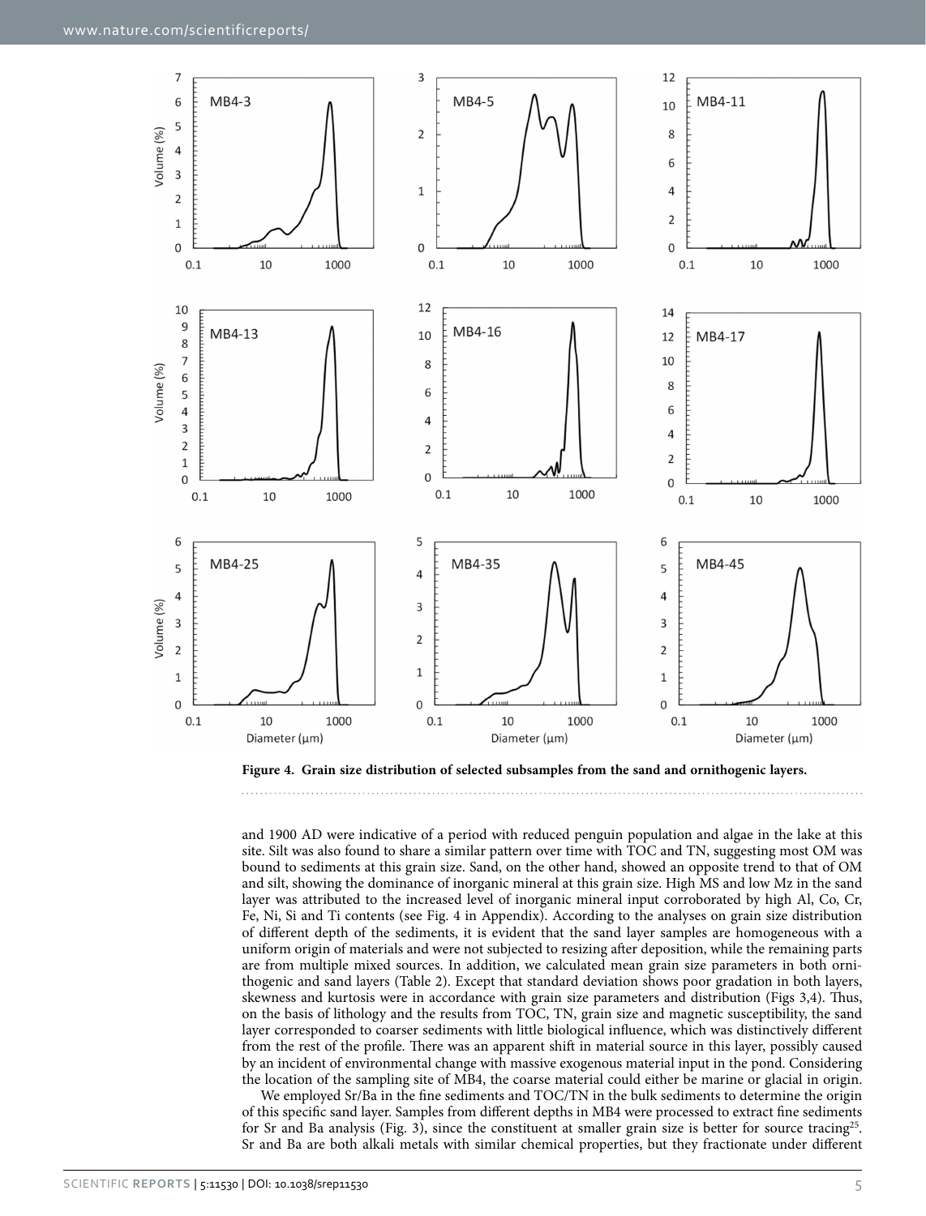**Figure 4. Grain size distribution of selected subsamples from the sand and ornithogenic layers.**

and 1900 AD were indicative of a period with reduced penguin population and algae in the lake at this site. Silt was also found to share a similar pattern over time with TOC and TN, suggesting most OM was bound to sediments at this grain size. Sand, on the other hand, showed an opposite trend to that of OM and silt, showing the dominance of inorganic mineral at this grain size. High MS and low Mz in the sand layer was attributed to the increased level of inorganic mineral input corroborated by high Al, Co, Cr, Fe, Ni, Si and Ti contents (see Fig. 4 in Appendix). According to the analyses on grain size distribution of different depth of the sediments, it is evident that the sand layer samples are homogeneous with a uniform origin of materials and were not subjected to resizing after deposition, while the remaining parts are from multiple mixed sources. In addition, we calculated mean grain size parameters in both ornithogenic and sand layers (Table 2). Except that standard deviation shows poor gradation in both layers, skewness and kurtosis were in accordance with grain size parameters and distribution (Figs 3,4). Thus, on the basis of lithology and the results from TOC, TN, grain size and magnetic susceptibility, the sand layer corresponded to coarser sediments with little biological influence, which was distinctively different from the rest of the profile. There was an apparent shift in material source in this layer, possibly caused by an incident of environmental change with massive exogenous material input in the pond. Considering the location of the sampling site of MB4, the coarse material could either be marine or glacial in origin.

We employed Sr/Ba in the fine sediments and TOC/TN in the bulk sediments to determine the origin of this specific sand layer. Samples from different depths in MB4 were processed to extract fine sediments for Sr and Ba analysis (Fig. 3), since the constituent at smaller grain size is better for source tracing[25]. Sr and Ba are both alkali metals with similar chemical properties, but they fractionate under different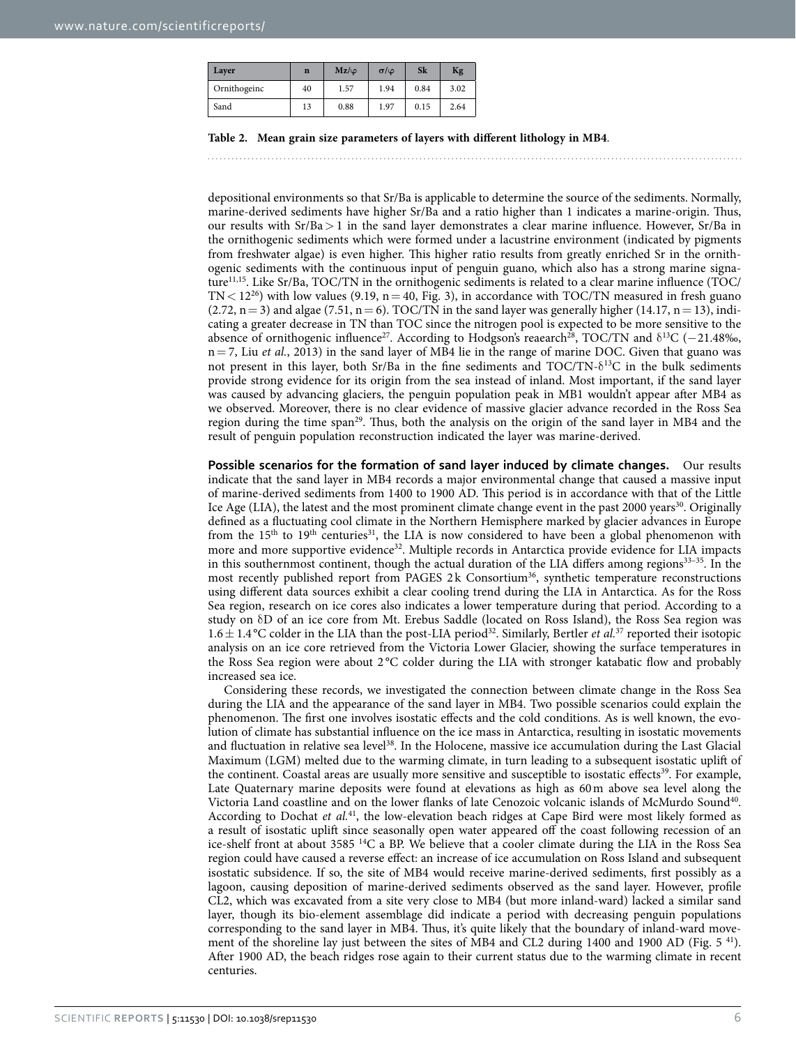| Layer | n | Mz/φ | σ/φ | Sk | Kg |
|---|---|---|---|---|---|
| Ornithogeinc | 40 | 1.57 | 1.94 | 0.84 | 3.02 |
| Sand | 13 | 0.88 | 1.97 | 0.15 | 2.64 |

**Table 2. Mean grain size parameters of layers with different lithology in MB4.**

depositional environments so that Sr/Ba is applicable to determine the source of the sediments. Normally, marine-derived sediments have higher Sr/Ba and a ratio higher than 1 indicates a marine-origin. Thus, our results with Sr/Ba > 1 in the sand layer demonstrates a clear marine influence. However, Sr/Ba in the ornithogenic sediments which were formed under a lacustrine environment (indicated by pigments from freshwater algae) is even higher. This higher ratio results from greatly enriched Sr in the ornithogenic sediments with the continuous input of penguin guano, which also has a strong marine signature[11,15]. Like Sr/Ba, TOC/TN in the ornithogenic sediments is related to a clear marine influence (TOC/TN < 12[26]) with low values (9.19, n = 40, Fig. 3), in accordance with TOC/TN measured in fresh guano (2.72, n = 3) and algae (7.51, n = 6). TOC/TN in the sand layer was generally higher (14.17, n = 13), indicating a greater decrease in TN than TOC since the nitrogen pool is expected to be more sensitive to the absence of ornithogenic influence[27]. According to Hodgson's reaearch[28], TOC/TN and $\delta^{13}C$ (−21.48‰, n = 7, Liu *et al.*, 2013) in the sand layer of MB4 lie in the range of marine DOC. Given that guano was not present in this layer, both Sr/Ba in the fine sediments and TOC/TN-$\delta^{13}C$ in the bulk sediments provide strong evidence for its origin from the sea instead of inland. Most important, if the sand layer was caused by advancing glaciers, the penguin population peak in MB1 wouldn't appear after MB4 as we observed. Moreover, there is no clear evidence of massive glacier advance recorded in the Ross Sea region during the time span[29]. Thus, both the analysis on the origin of the sand layer in MB4 and the result of penguin population reconstruction indicated the layer was marine-derived.

**Possible scenarios for the formation of sand layer induced by climate changes.** Our results indicate that the sand layer in MB4 records a major environmental change that caused a massive input of marine-derived sediments from 1400 to 1900 AD. This period is in accordance with that of the Little Ice Age (LIA), the latest and the most prominent climate change event in the past 2000 years[30]. Originally defined as a fluctuating cool climate in the Northern Hemisphere marked by glacier advances in Europe from the $15^{th}$ to $19^{th}$ centuries[31], the LIA is now considered to have been a global phenomenon with more and more supportive evidence[32]. Multiple records in Antarctica provide evidence for LIA impacts in this southernmost continent, though the actual duration of the LIA differs among regions[33–35]. In the most recently published report from PAGES 2k Consortium[36], synthetic temperature reconstructions using different data sources exhibit a clear cooling trend during the LIA in Antarctica. As for the Ross Sea region, research on ice cores also indicates a lower temperature during that period. According to a study on δD of an ice core from Mt. Erebus Saddle (located on Ross Island), the Ross Sea region was 1.6 ± 1.4 °C colder in the LIA than the post-LIA period[32]. Similarly, Bertler *et al.*[37] reported their isotopic analysis on an ice core retrieved from the Victoria Lower Glacier, showing the surface temperatures in the Ross Sea region were about 2 °C colder during the LIA with stronger katabatic flow and probably increased sea ice.

Considering these records, we investigated the connection between climate change in the Ross Sea during the LIA and the appearance of the sand layer in MB4. Two possible scenarios could explain the phenomenon. The first one involves isostatic effects and the cold conditions. As is well known, the evolution of climate has substantial influence on the ice mass in Antarctica, resulting in isostatic movements and fluctuation in relative sea level[38]. In the Holocene, massive ice accumulation during the Last Glacial Maximum (LGM) melted due to the warming climate, in turn leading to a subsequent isostatic uplift of the continent. Coastal areas are usually more sensitive and susceptible to isostatic effects[39]. For example, Late Quaternary marine deposits were found at elevations as high as 60 m above sea level along the Victoria Land coastline and on the lower flanks of late Cenozoic volcanic islands of McMurdo Sound[40]. According to Dochat *et al.*[41], the low-elevation beach ridges at Cape Bird were most likely formed as a result of isostatic uplift since seasonally open water appeared off the coast following recession of an ice-shelf front at about 3585 $^{14}C$ a BP. We believe that a cooler climate during the LIA in the Ross Sea region could have caused a reverse effect: an increase of ice accumulation on Ross Island and subsequent isostatic subsidence. If so, the site of MB4 would receive marine-derived sediments, first possibly as a lagoon, causing deposition of marine-derived sediments observed as the sand layer. However, profile CL2, which was excavated from a site very close to MB4 (but more inland-ward) lacked a similar sand layer, though its bio-element assemblage did indicate a period with decreasing penguin populations corresponding to the sand layer in MB4. Thus, it's quite likely that the boundary of inland-ward movement of the shoreline lay just between the sites of MB4 and CL2 during 1400 and 1900 AD (Fig. 5 [41]). After 1900 AD, the beach ridges rose again to their current status due to the warming climate in recent centuries.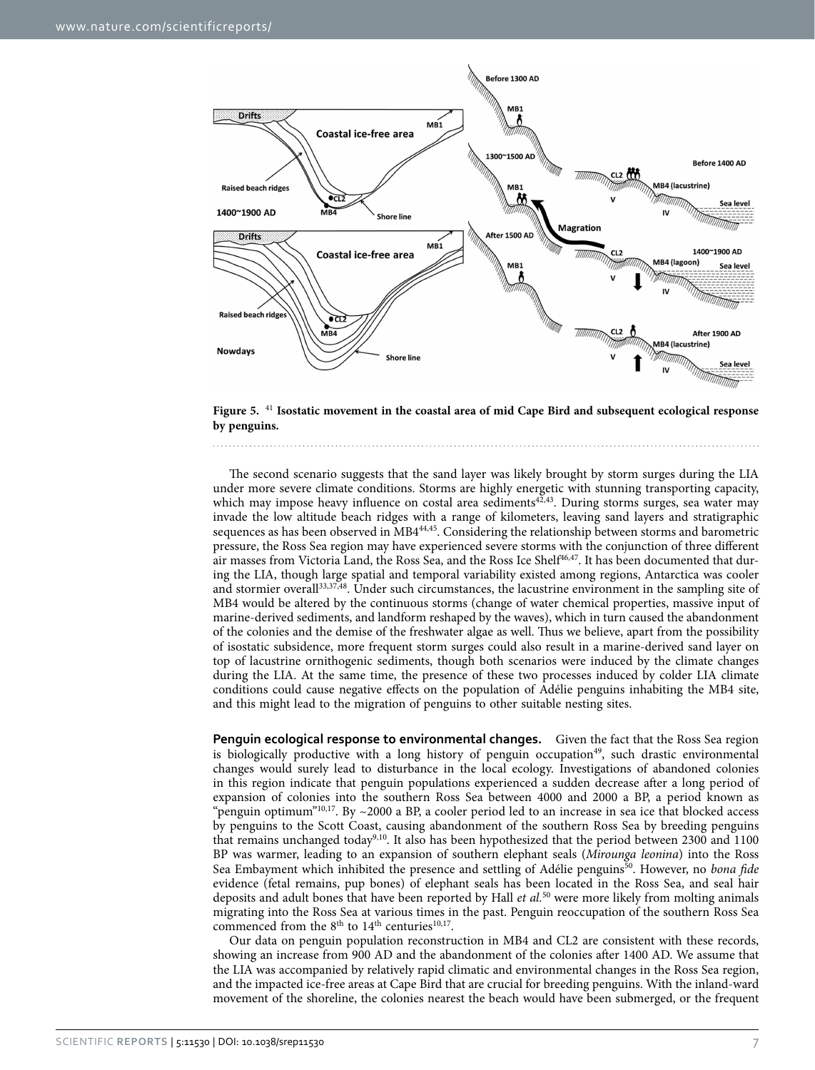**Figure 5.** [41] **Isostatic movement in the coastal area of mid Cape Bird and subsequent ecological response by penguins.**

The second scenario suggests that the sand layer was likely brought by storm surges during the LIA under more severe climate conditions. Storms are highly energetic with stunning transporting capacity, which may impose heavy influence on costal area sediments[42,43]. During storms surges, sea water may invade the low altitude beach ridges with a range of kilometers, leaving sand layers and stratigraphic sequences as has been observed in MB4[44,45]. Considering the relationship between storms and barometric pressure, the Ross Sea region may have experienced severe storms with the conjunction of three different air masses from Victoria Land, the Ross Sea, and the Ross Ice Shelf[46,47]. It has been documented that during the LIA, though large spatial and temporal variability existed among regions, Antarctica was cooler and stormier overall[33,37,48]. Under such circumstances, the lacustrine environment in the sampling site of MB4 would be altered by the continuous storms (change of water chemical properties, massive input of marine-derived sediments, and landform reshaped by the waves), which in turn caused the abandonment of the colonies and the demise of the freshwater algae as well. Thus we believe, apart from the possibility of isostatic subsidence, more frequent storm surges could also result in a marine-derived sand layer on top of lacustrine ornithogenic sediments, though both scenarios were induced by the climate changes during the LIA. At the same time, the presence of these two processes induced by colder LIA climate conditions could cause negative effects on the population of Adélie penguins inhabiting the MB4 site, and this might lead to the migration of penguins to other suitable nesting sites.

**Penguin ecological response to environmental changes.** Given the fact that the Ross Sea region is biologically productive with a long history of penguin occupation[49], such drastic environmental changes would surely lead to disturbance in the local ecology. Investigations of abandoned colonies in this region indicate that penguin populations experienced a sudden decrease after a long period of expansion of colonies into the southern Ross Sea between 4000 and 2000 a BP, a period known as "penguin optimum"[10,17]. By ~2000 a BP, a cooler period led to an increase in sea ice that blocked access by penguins to the Scott Coast, causing abandonment of the southern Ross Sea by breeding penguins that remains unchanged today[9,10]. It also has been hypothesized that the period between 2300 and 1100 BP was warmer, leading to an expansion of southern elephant seals (*Mirounga leonina*) into the Ross Sea Embayment which inhibited the presence and settling of Adélie penguins[50]. However, no *bona fide* evidence (fetal remains, pup bones) of elephant seals has been located in the Ross Sea, and seal hair deposits and adult bones that have been reported by Hall *et al.*[50] were more likely from molting animals migrating into the Ross Sea at various times in the past. Penguin reoccupation of the southern Ross Sea commenced from the 8th to 14th centuries[10,17].

Our data on penguin population reconstruction in MB4 and CL2 are consistent with these records, showing an increase from 900 AD and the abandonment of the colonies after 1400 AD. We assume that the LIA was accompanied by relatively rapid climatic and environmental changes in the Ross Sea region, and the impacted ice-free areas at Cape Bird that are crucial for breeding penguins. With the inland-ward movement of the shoreline, the colonies nearest the beach would have been submerged, or the frequent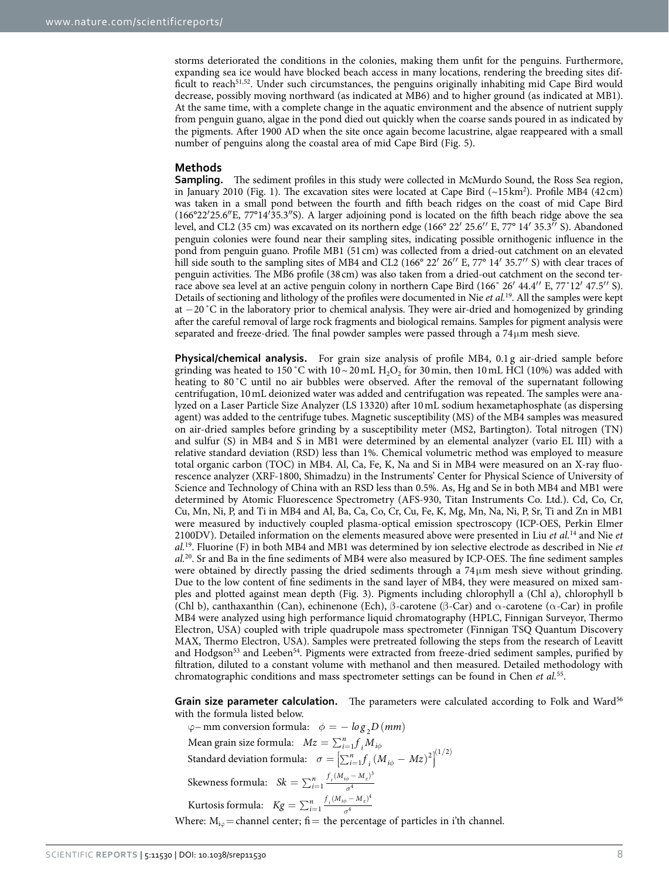storms deteriorated the conditions in the colonies, making them unfit for the penguins. Furthermore, expanding sea ice would have blocked beach access in many locations, rendering the breeding sites difficult to reach[51,52]. Under such circumstances, the penguins originally inhabiting mid Cape Bird would decrease, possibly moving northward (as indicated at MB6) and to higher ground (as indicated at MB1). At the same time, with a complete change in the aquatic environment and the absence of nutrient supply from penguin guano, algae in the pond died out quickly when the coarse sands poured in as indicated by the pigments. After 1900 AD when the site once again become lacustrine, algae reappeared with a small number of penguins along the coastal area of mid Cape Bird (Fig. 5).

## Methods

**Sampling.** The sediment profiles in this study were collected in McMurdo Sound, the Ross Sea region, in January 2010 (Fig. 1). The excavation sites were located at Cape Bird (~15 km$^2$). Profile MB4 (42 cm) was taken in a small pond between the fourth and fifth beach ridges on the coast of mid Cape Bird (166°22′25.6″E, 77°14′35.3″S). A larger adjoining pond is located on the fifth beach ridge above the sea level, and CL2 (35 cm) was excavated on its northern edge (166° 22′ 25.6′′ E, 77° 14′ 35.7′′ S). Abandoned penguin colonies were found near their sampling sites, indicating possible ornithogenic influence in the pond from penguin guano. Profile MB1 (51 cm) was collected from a dried-out catchment on an elevated hill side south to the sampling sites of MB4 and CL2 (166° 22′ 26′′ E, 77° 14′ 35.7′′ S) with clear traces of penguin activities. The MB6 profile (38 cm) was also taken from a dried-out catchment on the second terrace above sea level at an active penguin colony in northern Cape Bird (166˚ 26′ 44.4′′ E, 77˚12′ 47.5′′ S). Details of sectioning and lithology of the profiles were documented in Nie *et al.*[19]. All the samples were kept at −20 ˚C in the laboratory prior to chemical analysis. They were air-dried and homogenized by grinding after the careful removal of large rock fragments and biological remains. Samples for pigment analysis were separated and freeze-dried. The final powder samples were passed through a 74 μm mesh sieve.

**Physical/chemical analysis.** For grain size analysis of profile MB4, 0.1 g air-dried sample before grinding was heated to 150 ˚C with 10~20 mL $H_2O_2$ for 30 min, then 10 mL HCl (10%) was added with heating to 80 ˚C until no air bubbles were observed. After the removal of the supernatant following centrifugation, 10 mL deionized water was added and centrifugation was repeated. The samples were analyzed on a Laser Particle Size Analyzer (LS 13320) after 10 mL sodium hexametaphosphate (as dispersing agent) was added to the centrifuge tubes. Magnetic susceptibility (MS) of the MB4 samples was measured on air-dried samples before grinding by a susceptibility meter (MS2, Bartington). Total nitrogen (TN) and sulfur (S) in MB4 and S in MB1 were determined by an elemental analyzer (vario EL III) with a relative standard deviation (RSD) less than 1%. Chemical volumetric method was employed to measure total organic carbon (TOC) in MB4. Al, Ca, Fe, K, Na and Si in MB4 were measured on an X-ray fluorescence analyzer (XRF-1800, Shimadzu) in the Instruments' Center for Physical Science of University of Science and Technology of China with an RSD less than 0.5%. As, Hg and Se in both MB4 and MB1 were determined by Atomic Fluorescence Spectrometry (AFS-930, Titan Instruments Co. Ltd.). Cd, Co, Cr, Cu, Mn, Ni, P, and Ti in MB4 and Al, Ba, Ca, Co, Cr, Cu, Fe, K, Mg, Mn, Na, Ni, P, Sr, Ti and Zn in MB1 were measured by inductively coupled plasma-optical emission spectroscopy (ICP-OES, Perkin Elmer 2100DV). Detailed information on the elements measured above were presented in Liu *et al.*[14] and Nie *et al.*[19]. Fluorine (F) in both MB4 and MB1 was determined by ion selective electrode as described in Nie *et al.*[20]. Sr and Ba in the fine sediments of MB4 were also measured by ICP-OES. The fine sediment samples were obtained by directly passing the dried sediments through a 74 μm mesh sieve without grinding. Due to the low content of fine sediments in the sand layer of MB4, they were measured on mixed samples and plotted against mean depth (Fig. 3). Pigments including chlorophyll a (Chl a), chlorophyll b (Chl b), canthaxanthin (Can), echinenone (Ech), β-carotene (β-Car) and α-carotene (α-Car) in profile MB4 were analyzed using high performance liquid chromatography (HPLC, Finnigan Surveyor, Thermo Electron, USA) coupled with triple quadrupole mass spectrometer (Finnigan TSQ Quantum Discovery MAX, Thermo Electron, USA). Samples were pretreated following the steps from the research of Leavitt and Hodgson[53] and Leeben[54]. Pigments were extracted from freeze-dried sediment samples, purified by filtration, diluted to a constant volume with methanol and then measured. Detailed methodology with chromatographic conditions and mass spectrometer settings can be found in Chen *et al.*[55].

**Grain size parameter calculation.** The parameters were calculated according to Folk and Ward[56] with the formula listed below.

$\varphi$– mm conversion formula: $\phi = -\log_2 D\,(mm)$

Mean grain size formula: $Mz = \sum_{i=1}^{n} f_i M_{i\phi}$

Standard deviation formula: $\sigma = \left[\sum_{i=1}^{n} f_i \left(M_{i\phi} - Mz\right)^2\right]^{(1/2)}$

Skewness formula: $Sk = \sum_{i=1}^{n} \frac{f_i \left(M_{i\phi} - M_z\right)^3}{\sigma^4}$

Kurtosis formula: $Kg = \sum_{i=1}^{n} \frac{f_i \left(M_{i\phi} - M_z\right)^4}{\sigma^4}$

Where: $M_{i\varphi}$ = channel center; fi = the percentage of particles in i'th channel.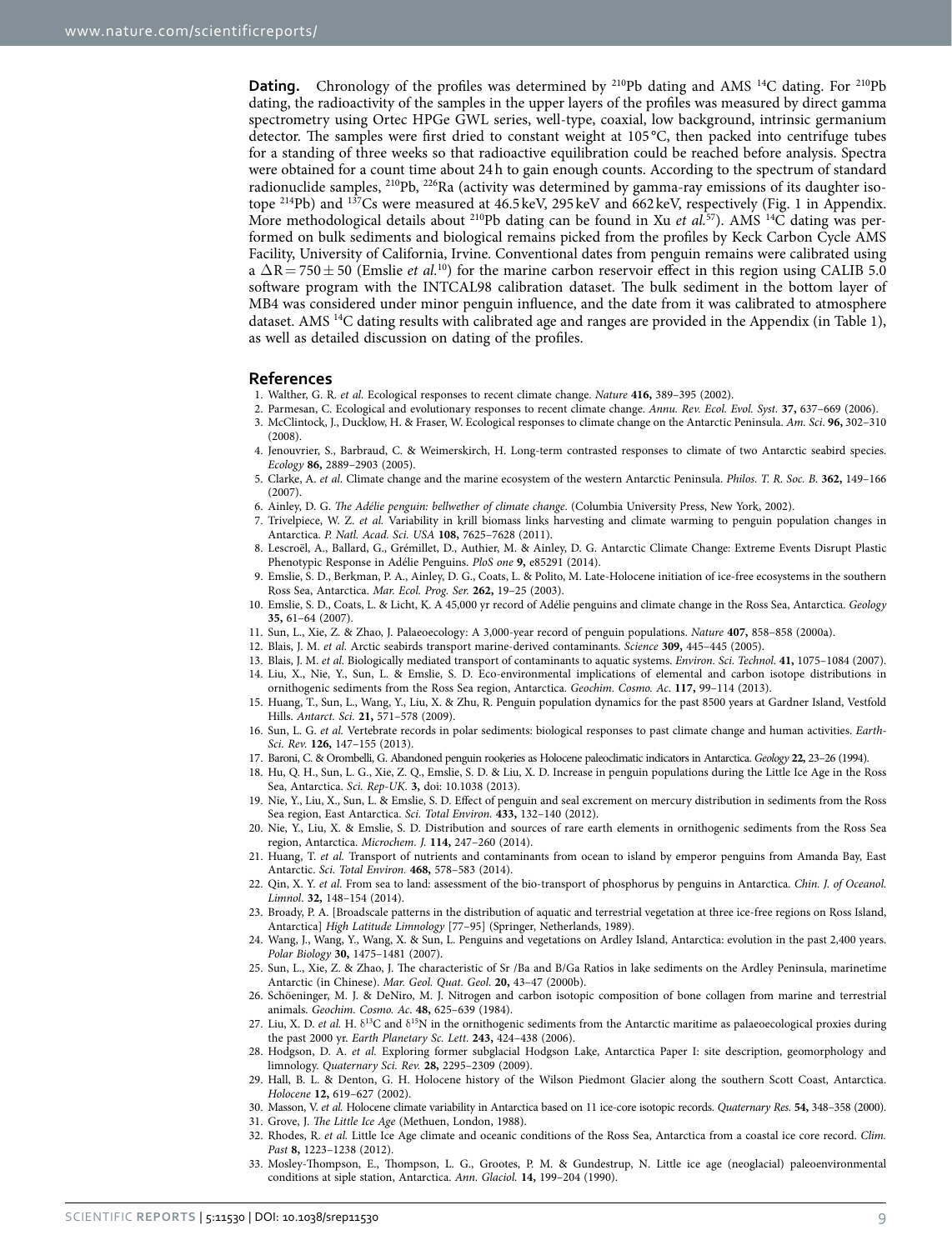**Dating.** Chronology of the profiles was determined by $^{210}$Pb dating and AMS $^{14}$C dating. For $^{210}$Pb dating, the radioactivity of the samples in the upper layers of the profiles was measured by direct gamma spectrometry using Ortec HPGe GWL series, well-type, coaxial, low background, intrinsic germanium detector. The samples were first dried to constant weight at 105 °C, then packed into centrifuge tubes for a standing of three weeks so that radioactive equilibration could be reached before analysis. Spectra were obtained for a count time about 24 h to gain enough counts. According to the spectrum of standard radionuclide samples, $^{210}$Pb, $^{226}$Ra (activity was determined by gamma-ray emissions of its daughter isotope $^{214}$Pb) and $^{137}$Cs were measured at 46.5 keV, 295 keV and 662 keV, respectively (Fig. 1 in Appendix. More methodological details about $^{210}$Pb dating can be found in Xu *et al.*[57]). AMS $^{14}$C dating was performed on bulk sediments and biological remains picked from the profiles by Keck Carbon Cycle AMS Facility, University of California, Irvine. Conventional dates from penguin remains were calibrated using a $\Delta R = 750 \pm 50$ (Emslie *et al.*[10]) for the marine carbon reservoir effect in this region using CALIB 5.0 software program with the INTCAL98 calibration dataset. The bulk sediment in the bottom layer of MB4 was considered under minor penguin influence, and the date from it was calibrated to atmosphere dataset. AMS $^{14}$C dating results with calibrated age and ranges are provided in the Appendix (in Table 1), as well as detailed discussion on dating of the profiles.

## References

1. Walther, G. R. *et al.* Ecological responses to recent climate change. *Nature* **416,** 389–395 (2002).
2. Parmesan, C. Ecological and evolutionary responses to recent climate change. *Annu. Rev. Ecol. Evol. Syst.* **37,** 637–669 (2006).
3. McClintock, J., Ducklow, H. & Fraser, W. Ecological responses to climate change on the Antarctic Peninsula. *Am. Sci.* **96,** 302–310 (2008).
4. Jenouvrier, S., Barbraud, C. & Weimerskirch, H. Long-term contrasted responses to climate of two Antarctic seabird species. *Ecology* **86,** 2889–2903 (2005).
5. Clarke, A. *et al.* Climate change and the marine ecosystem of the western Antarctic Peninsula. *Philos. T. R. Soc. B.* **362,** 149–166 (2007).
6. Ainley, D. G. *The Adélie penguin: bellwether of climate change*. (Columbia University Press, New York, 2002).
7. Trivelpiece, W. Z. *et al.* Variability in krill biomass links harvesting and climate warming to penguin population changes in Antarctica. *P. Natl. Acad. Sci. USA* **108,** 7625–7628 (2011).
8. Lescroël, A., Ballard, G., Grémillet, D., Authier, M. & Ainley, D. G. Antarctic Climate Change: Extreme Events Disrupt Plastic Phenotypic Response in Adélie Penguins. *PloS one* **9,** e85291 (2014).
9. Emslie, S. D., Berkman, P. A., Ainley, D. G., Coats, L. & Polito, M. Late-Holocene initiation of ice-free ecosystems in the southern Ross Sea, Antarctica. *Mar. Ecol. Prog. Ser.* **262,** 19–25 (2003).
10. Emslie, S. D., Coats, L. & Licht, K. A 45,000 yr record of Adélie penguins and climate change in the Ross Sea, Antarctica. *Geology* **35,** 61–64 (2007).
11. Sun, L., Xie, Z. & Zhao, J. Palaeoecology: A 3,000-year record of penguin populations. *Nature* **407,** 858–858 (2000a).
12. Blais, J. M. *et al.* Arctic seabirds transport marine-derived contaminants. *Science* **309,** 445–445 (2005).
13. Blais, J. M. *et al.* Biologically mediated transport of contaminants to aquatic systems. *Environ. Sci. Technol.* **41,** 1075–1084 (2007).
14. Liu, X., Nie, Y., Sun, L. & Emslie, S. D. Eco-environmental implications of elemental and carbon isotope distributions in ornithogenic sediments from the Ross Sea region, Antarctica. *Geochim. Cosmo. Ac.* **117,** 99–114 (2013).
15. Huang, T., Sun, L., Wang, Y., Liu, X. & Zhu, R. Penguin population dynamics for the past 8500 years at Gardner Island, Vestfold Hills. *Antarct. Sci.* **21,** 571–578 (2009).
16. Sun, L. G. *et al.* Vertebrate records in polar sediments: biological responses to past climate change and human activities. *Earth-Sci. Rev.* **126,** 147–155 (2013).
17. Baroni, C. & Orombelli, G. Abandoned penguin rookeries as Holocene paleoclimatic indicators in Antarctica. *Geology* **22,** 23–26 (1994).
18. Hu, Q. H., Sun, L. G., Xie, Z. Q., Emslie, S. D. & Liu, X. D. Increase in penguin populations during the Little Ice Age in the Ross Sea, Antarctica. *Sci. Rep-UK.* **3,** doi: 10.1038 (2013).
19. Nie, Y., Liu, X., Sun, L. & Emslie, S. D. Effect of penguin and seal excrement on mercury distribution in sediments from the Ross Sea region, East Antarctica. *Sci. Total Environ.* **433,** 132–140 (2012).
20. Nie, Y., Liu, X. & Emslie, S. D. Distribution and sources of rare earth elements in ornithogenic sediments from the Ross Sea region, Antarctica. *Microchem. J.* **114,** 247–260 (2014).
21. Huang, T. *et al.* Transport of nutrients and contaminants from ocean to island by emperor penguins from Amanda Bay, East Antarctic. *Sci. Total Environ.* **468,** 578–583 (2014).
22. Qin, X. Y. *et al.* From sea to land: assessment of the bio-transport of phosphorus by penguins in Antarctica. *Chin. J. of Oceanol. Limnol.* **32,** 148–154 (2014).
23. Broady, P. A. [Broadscale patterns in the distribution of aquatic and terrestrial vegetation at three ice-free regions on Ross Island, Antarctica] *High Latitude Limnology* [77–95] (Springer, Netherlands, 1989).
24. Wang, J., Wang, Y., Wang, X. & Sun, L. Penguins and vegetations on Ardley Island, Antarctica: evolution in the past 2,400 years. *Polar Biology* **30,** 1475–1481 (2007).
25. Sun, L., Xie, Z. & Zhao, J. The characteristic of Sr /Ba and B/Ga Ratios in lake sediments on the Ardley Peninsula, marinetime Antarctic (in Chinese). *Mar. Geol. Quat. Geol.* **20,** 43–47 (2000b).
26. Schöeninger, M. J. & DeNiro, M. J. Nitrogen and carbon isotopic composition of bone collagen from marine and terrestrial animals. *Geochim. Cosmo. Ac.* **48,** 625–639 (1984).
27. Liu, X. D. *et al.* H. $\delta^{13}$C and $\delta^{15}$N in the ornithogenic sediments from the Antarctic maritime as palaeoecological proxies during the past 2000 yr. *Earth Planetary Sc. Lett.* **243,** 424–438 (2006).
28. Hodgson, D. A. *et al.* Exploring former subglacial Hodgson Lake, Antarctica Paper I: site description, geomorphology and limnology. *Quaternary Sci. Rev.* **28,** 2295–2309 (2009).
29. Hall, B. L. & Denton, G. H. Holocene history of the Wilson Piedmont Glacier along the southern Scott Coast, Antarctica. *Holocene* **12,** 619–627 (2002).
30. Masson, V. *et al.* Holocene climate variability in Antarctica based on 11 ice-core isotopic records. *Quaternary Res.* **54,** 348–358 (2000).
31. Grove, J. *The Little Ice Age* (Methuen, London, 1988).
32. Rhodes, R. *et al.* Little Ice Age climate and oceanic conditions of the Ross Sea, Antarctica from a coastal ice core record. *Clim. Past* **8,** 1223–1238 (2012).
33. Mosley-Thompson, E., Thompson, L. G., Grootes, P. M. & Gundestrup, N. Little ice age (neoglacial) paleoenvironmental conditions at siple station, Antarctica. *Ann. Glaciol.* **14,** 199–204 (1990).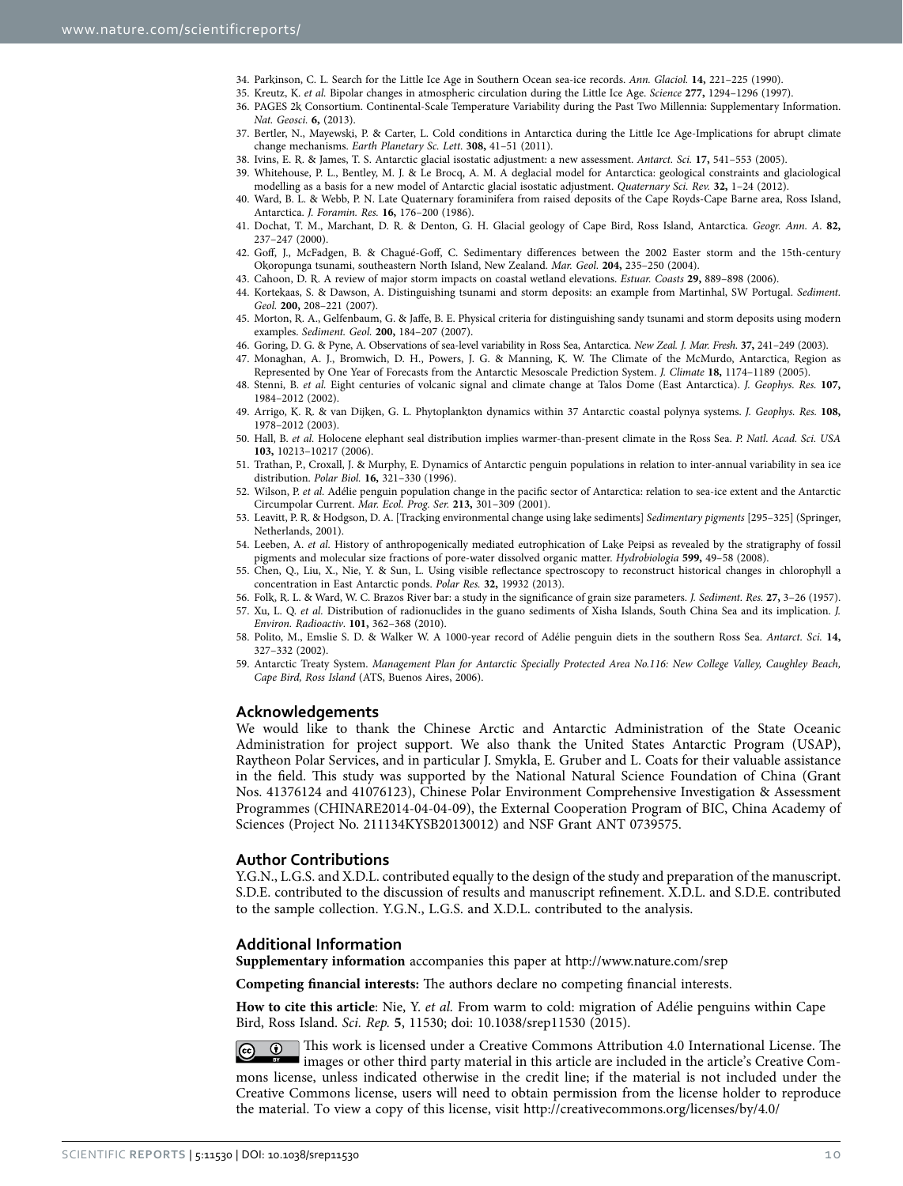34. Parkinson, C. L. Search for the Little Ice Age in Southern Ocean sea-ice records. *Ann. Glaciol.* **14,** 221–225 (1990).
35. Kreutz, K. *et al.* Bipolar changes in atmospheric circulation during the Little Ice Age. *Science* **277,** 1294–1296 (1997).
36. PAGES 2k Consortium. Continental-Scale Temperature Variability during the Past Two Millennia: Supplementary Information. *Nat. Geosci.* **6,** (2013).
37. Bertler, N., Mayewski, P. & Carter, L. Cold conditions in Antarctica during the Little Ice Age-Implications for abrupt climate change mechanisms. *Earth Planetary Sc. Lett.* **308,** 41–51 (2011).
38. Ivins, E. R. & James, T. S. Antarctic glacial isostatic adjustment: a new assessment. *Antarct. Sci.* **17,** 541–553 (2005).
39. Whitehouse, P. L., Bentley, M. J. & Le Brocq, A. M. A deglacial model for Antarctica: geological constraints and glaciological modelling as a basis for a new model of Antarctic glacial isostatic adjustment. *Quaternary Sci. Rev.* **32,** 1–24 (2012).
40. Ward, B. L. & Webb, P. N. Late Quaternary foraminifera from raised deposits of the Cape Royds-Cape Barne area, Ross Island, Antarctica. *J. Foramin. Res.* **16,** 176–200 (1986).
41. Dochat, T. M., Marchant, D. R. & Denton, G. H. Glacial geology of Cape Bird, Ross Island, Antarctica. *Geogr. Ann. A*. **82,** 237–247 (2000).
42. Goff, J., McFadgen, B. & Chagué-Goff, C. Sedimentary differences between the 2002 Easter storm and the 15th-century Okoropunga tsunami, southeastern North Island, New Zealand. *Mar. Geol.* **204,** 235–250 (2004).
43. Cahoon, D. R. A review of major storm impacts on coastal wetland elevations. *Estuar. Coasts* **29,** 889–898 (2006).
44. Kortekaas, S. & Dawson, A. Distinguishing tsunami and storm deposits: an example from Martinhal, SW Portugal. *Sediment. Geol.* **200,** 208–221 (2007).
45. Morton, R. A., Gelfenbaum, G. & Jaffe, B. E. Physical criteria for distinguishing sandy tsunami and storm deposits using modern examples. *Sediment. Geol.* **200,** 184–207 (2007).
46. Goring, D. G. & Pyne, A. Observations of sea-level variability in Ross Sea, Antarctica. *New Zeal. J. Mar. Fresh.* **37,** 241–249 (2003).
47. Monaghan, A. J., Bromwich, D. H., Powers, J. G. & Manning, K. W. The Climate of the McMurdo, Antarctica, Region as Represented by One Year of Forecasts from the Antarctic Mesoscale Prediction System. *J. Climate* **18,** 1174–1189 (2005).
48. Stenni, B. *et al.* Eight centuries of volcanic signal and climate change at Talos Dome (East Antarctica). *J. Geophys. Res.* **107,** 1984–2012 (2002).
49. Arrigo, K. R. & van Dijken, G. L. Phytoplankton dynamics within 37 Antarctic coastal polynya systems. *J. Geophys. Res.* **108,** 1978–2012 (2003).
50. Hall, B. *et al.* Holocene elephant seal distribution implies warmer-than-present climate in the Ross Sea. *P. Natl. Acad. Sci. USA* **103,** 10213–10217 (2006).
51. Trathan, P., Croxall, J. & Murphy, E. Dynamics of Antarctic penguin populations in relation to inter-annual variability in sea ice distribution. *Polar Biol.* **16,** 321–330 (1996).
52. Wilson, P. *et al.* Adélie penguin population change in the pacific sector of Antarctica: relation to sea-ice extent and the Antarctic Circumpolar Current. *Mar. Ecol. Prog. Ser.* **213,** 301–309 (2001).
53. Leavitt, P. R. & Hodgson, D. A. [Tracking environmental change using lake sediments] *Sedimentary pigments* [295–325] (Springer, Netherlands, 2001).
54. Leeben, A. *et al.* History of anthropogenically mediated eutrophication of Lake Peipsi as revealed by the stratigraphy of fossil pigments and molecular size fractions of pore-water dissolved organic matter. *Hydrobiologia* **599,** 49–58 (2008).
55. Chen, Q., Liu, X., Nie, Y. & Sun, L. Using visible reflectance spectroscopy to reconstruct historical changes in chlorophyll a concentration in East Antarctic ponds. *Polar Res.* **32,** 19932 (2013).
56. Folk, R. L. & Ward, W. C. Brazos River bar: a study in the significance of grain size parameters. *J. Sediment. Res.* **27,** 3–26 (1957).
57. Xu, L. Q. *et al.* Distribution of radionuclides in the guano sediments of Xisha Islands, South China Sea and its implication. *J. Environ. Radioactiv.* **101,** 362–368 (2010).
58. Polito, M., Emslie S. D. & Walker W. A 1000-year record of Adélie penguin diets in the southern Ross Sea. *Antarct. Sci.* **14,** 327–332 (2002).
59. Antarctic Treaty System. *Management Plan for Antarctic Specially Protected Area No.116: New College Valley, Caughley Beach, Cape Bird, Ross Island* (ATS, Buenos Aires, 2006).

## Acknowledgements

We would like to thank the Chinese Arctic and Antarctic Administration of the State Oceanic Administration for project support. We also thank the United States Antarctic Program (USAP), Raytheon Polar Services, and in particular J. Smykla, E. Gruber and L. Coats for their valuable assistance in the field. This study was supported by the National Natural Science Foundation of China (Grant Nos. 41376124 and 41076123), Chinese Polar Environment Comprehensive Investigation & Assessment Programmes (CHINARE2014-04-04-09), the External Cooperation Program of BIC, China Academy of Sciences (Project No. 211134KYSB20130012) and NSF Grant ANT 0739575.

## Author Contributions

Y.G.N., L.G.S. and X.D.L. contributed equally to the design of the study and preparation of the manuscript. S.D.E. contributed to the discussion of results and manuscript refinement. X.D.L. and S.D.E. contributed to the sample collection. Y.G.N., L.G.S. and X.D.L. contributed to the analysis.

## Additional Information

**Supplementary information** accompanies this paper at http://www.nature.com/srep

**Competing financial interests:** The authors declare no competing financial interests.

**How to cite this article**: Nie, Y. *et al.* From warm to cold: migration of Adélie penguins within Cape Bird, Ross Island. *Sci. Rep.* **5**, 11530; doi: 10.1038/srep11530 (2015).

This work is licensed under a Creative Commons Attribution 4.0 International License. The images or other third party material in this article are included in the article's Creative Commons license, unless indicated otherwise in the credit line; if the material is not included under the Creative Commons license, users will need to obtain permission from the license holder to reproduce the material. To view a copy of this license, visit http://creativecommons.org/licenses/by/4.0/